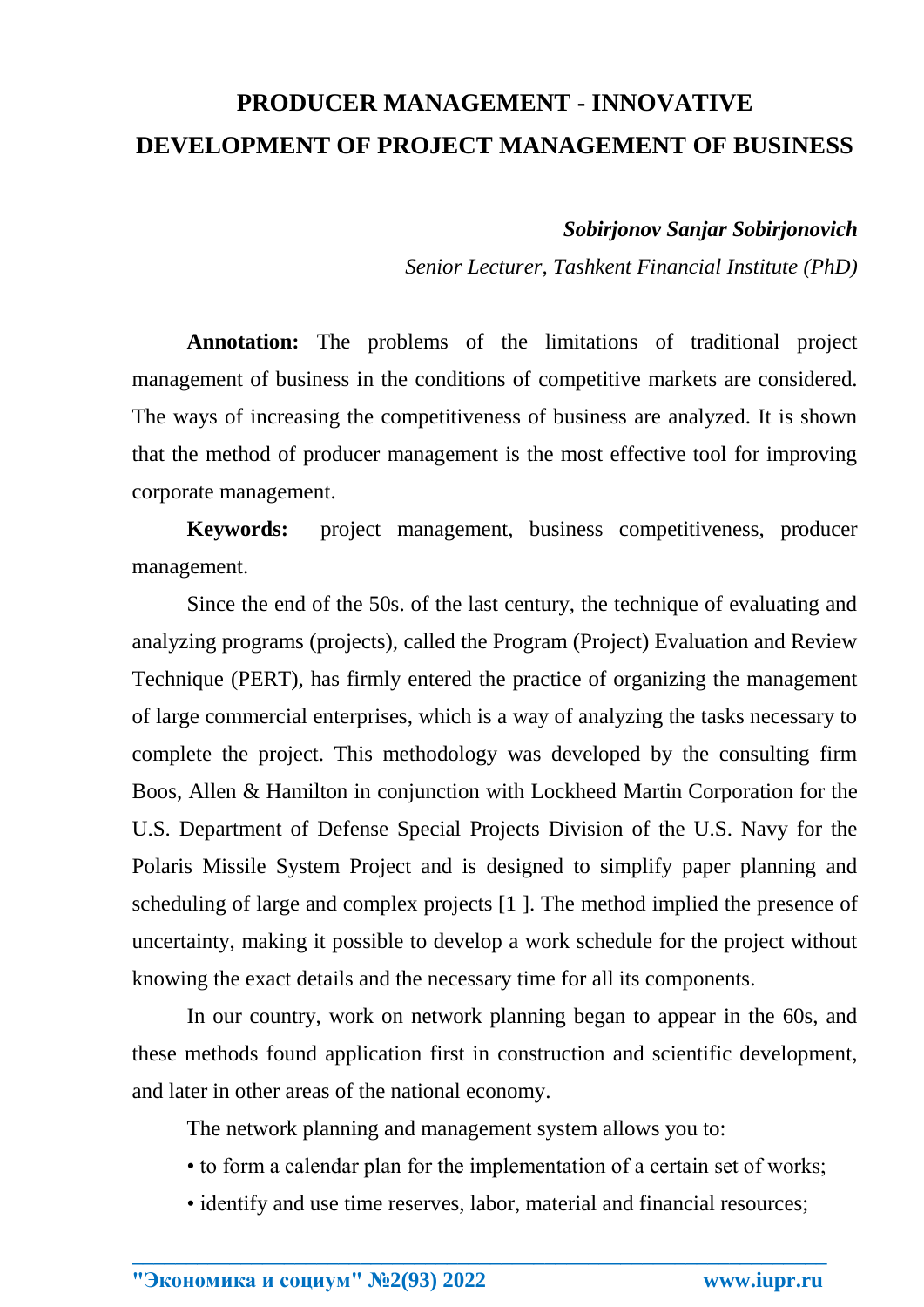# PRODUCER MANAGEMENT - INNOVATIVE DEVELOPMENT OF PROJECT MANAGEMENT OF BUSINESS

***Sobirjonov Sanjar Sobirjonovich***

*Senior Lecturer, Tashkent Financial Institute (PhD)*

**Annotation:** The problems of the limitations of traditional project management of business in the conditions of competitive markets are considered. The ways of increasing the competitiveness of business are analyzed. It is shown that the method of producer management is the most effective tool for improving corporate management.

**Keywords:** project management, business competitiveness, producer management.

Since the end of the 50s. of the last century, the technique of evaluating and analyzing programs (projects), called the Program (Project) Evaluation and Review Technique (PERT), has firmly entered the practice of organizing the management of large commercial enterprises, which is a way of analyzing the tasks necessary to complete the project. This methodology was developed by the consulting firm Boos, Allen & Hamilton in conjunction with Lockheed Martin Corporation for the U.S. Department of Defense Special Projects Division of the U.S. Navy for the Polaris Missile System Project and is designed to simplify paper planning and scheduling of large and complex projects [1 ]. The method implied the presence of uncertainty, making it possible to develop a work schedule for the project without knowing the exact details and the necessary time for all its components.

In our country, work on network planning began to appear in the 60s, and these methods found application first in construction and scientific development, and later in other areas of the national economy.

The network planning and management system allows you to:

- to form a calendar plan for the implementation of a certain set of works;
- identify and use time reserves, labor, material and financial resources;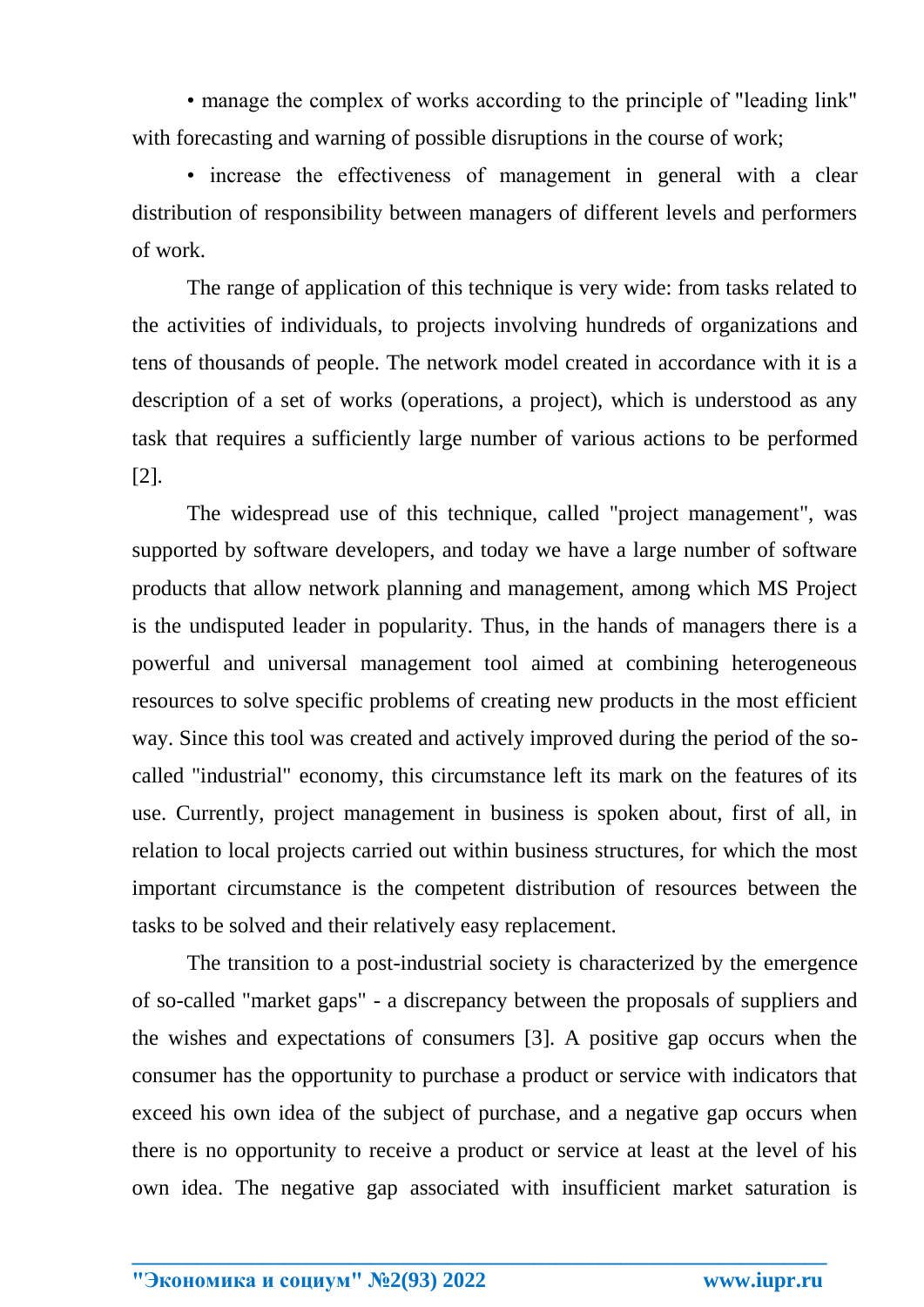• manage the complex of works according to the principle of "leading link" with forecasting and warning of possible disruptions in the course of work;

• increase the effectiveness of management in general with a clear distribution of responsibility between managers of different levels and performers of work.

The range of application of this technique is very wide: from tasks related to the activities of individuals, to projects involving hundreds of organizations and tens of thousands of people. The network model created in accordance with it is a description of a set of works (operations, a project), which is understood as any task that requires a sufficiently large number of various actions to be performed [2].

The widespread use of this technique, called "project management", was supported by software developers, and today we have a large number of software products that allow network planning and management, among which MS Project is the undisputed leader in popularity. Thus, in the hands of managers there is a powerful and universal management tool aimed at combining heterogeneous resources to solve specific problems of creating new products in the most efficient way. Since this tool was created and actively improved during the period of the so-called "industrial" economy, this circumstance left its mark on the features of its use. Currently, project management in business is spoken about, first of all, in relation to local projects carried out within business structures, for which the most important circumstance is the competent distribution of resources between the tasks to be solved and their relatively easy replacement.

The transition to a post-industrial society is characterized by the emergence of so-called "market gaps" - a discrepancy between the proposals of suppliers and the wishes and expectations of consumers [3]. A positive gap occurs when the consumer has the opportunity to purchase a product or service with indicators that exceed his own idea of the subject of purchase, and a negative gap occurs when there is no opportunity to receive a product or service at least at the level of his own idea. The negative gap associated with insufficient market saturation is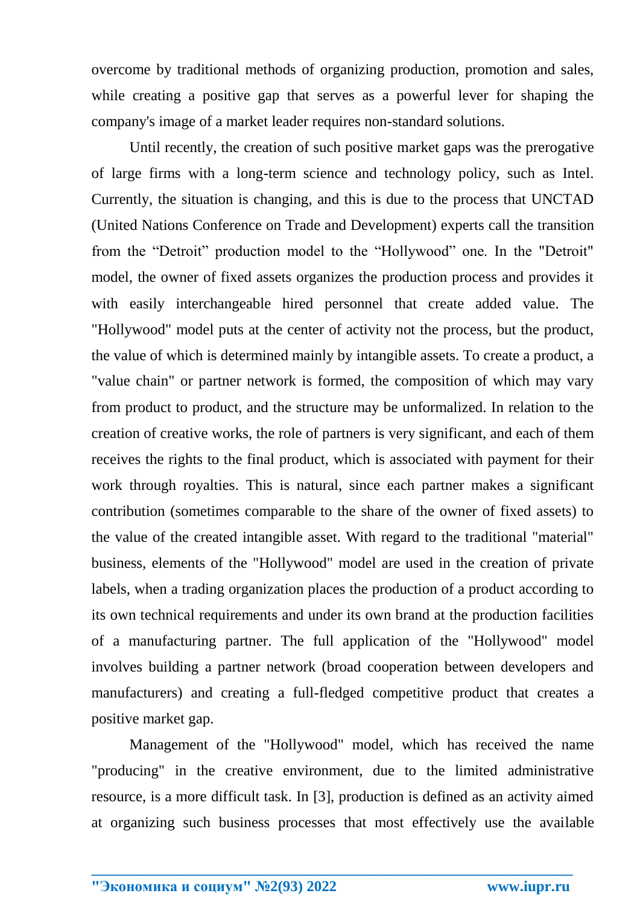overcome by traditional methods of organizing production, promotion and sales, while creating a positive gap that serves as a powerful lever for shaping the company's image of a market leader requires non-standard solutions.

Until recently, the creation of such positive market gaps was the prerogative of large firms with a long-term science and technology policy, such as Intel. Currently, the situation is changing, and this is due to the process that UNCTAD (United Nations Conference on Trade and Development) experts call the transition from the "Detroit" production model to the "Hollywood" one. In the "Detroit" model, the owner of fixed assets organizes the production process and provides it with easily interchangeable hired personnel that create added value. The "Hollywood" model puts at the center of activity not the process, but the product, the value of which is determined mainly by intangible assets. To create a product, a "value chain" or partner network is formed, the composition of which may vary from product to product, and the structure may be unformalized. In relation to the creation of creative works, the role of partners is very significant, and each of them receives the rights to the final product, which is associated with payment for their work through royalties. This is natural, since each partner makes a significant contribution (sometimes comparable to the share of the owner of fixed assets) to the value of the created intangible asset. With regard to the traditional "material" business, elements of the "Hollywood" model are used in the creation of private labels, when a trading organization places the production of a product according to its own technical requirements and under its own brand at the production facilities of a manufacturing partner. The full application of the "Hollywood" model involves building a partner network (broad cooperation between developers and manufacturers) and creating a full-fledged competitive product that creates a positive market gap.

Management of the "Hollywood" model, which has received the name "producing" in the creative environment, due to the limited administrative resource, is a more difficult task. In [3], production is defined as an activity aimed at organizing such business processes that most effectively use the available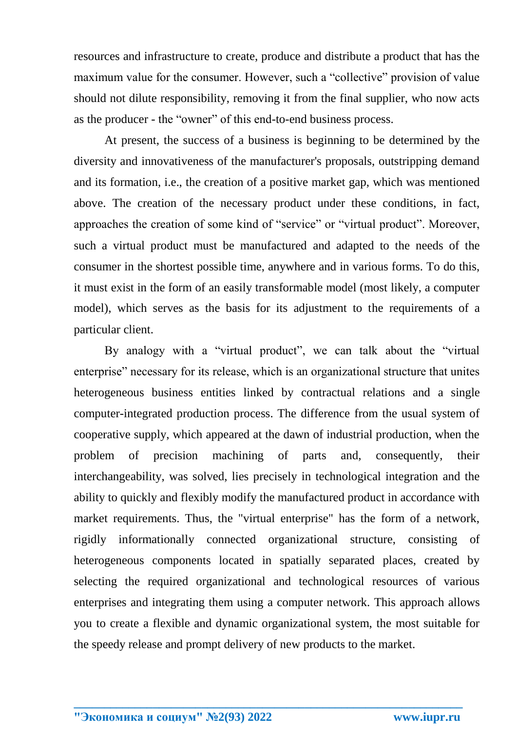resources and infrastructure to create, produce and distribute a product that has the maximum value for the consumer. However, such a "collective" provision of value should not dilute responsibility, removing it from the final supplier, who now acts as the producer - the "owner" of this end-to-end business process.

At present, the success of a business is beginning to be determined by the diversity and innovativeness of the manufacturer's proposals, outstripping demand and its formation, i.e., the creation of a positive market gap, which was mentioned above. The creation of the necessary product under these conditions, in fact, approaches the creation of some kind of "service" or "virtual product". Moreover, such a virtual product must be manufactured and adapted to the needs of the consumer in the shortest possible time, anywhere and in various forms. To do this, it must exist in the form of an easily transformable model (most likely, a computer model), which serves as the basis for its adjustment to the requirements of a particular client.

By analogy with a "virtual product", we can talk about the "virtual enterprise" necessary for its release, which is an organizational structure that unites heterogeneous business entities linked by contractual relations and a single computer-integrated production process. The difference from the usual system of cooperative supply, which appeared at the dawn of industrial production, when the problem of precision machining of parts and, consequently, their interchangeability, was solved, lies precisely in technological integration and the ability to quickly and flexibly modify the manufactured product in accordance with market requirements. Thus, the "virtual enterprise" has the form of a network, rigidly informationally connected organizational structure, consisting of heterogeneous components located in spatially separated places, created by selecting the required organizational and technological resources of various enterprises and integrating them using a computer network. This approach allows you to create a flexible and dynamic organizational system, the most suitable for the speedy release and prompt delivery of new products to the market.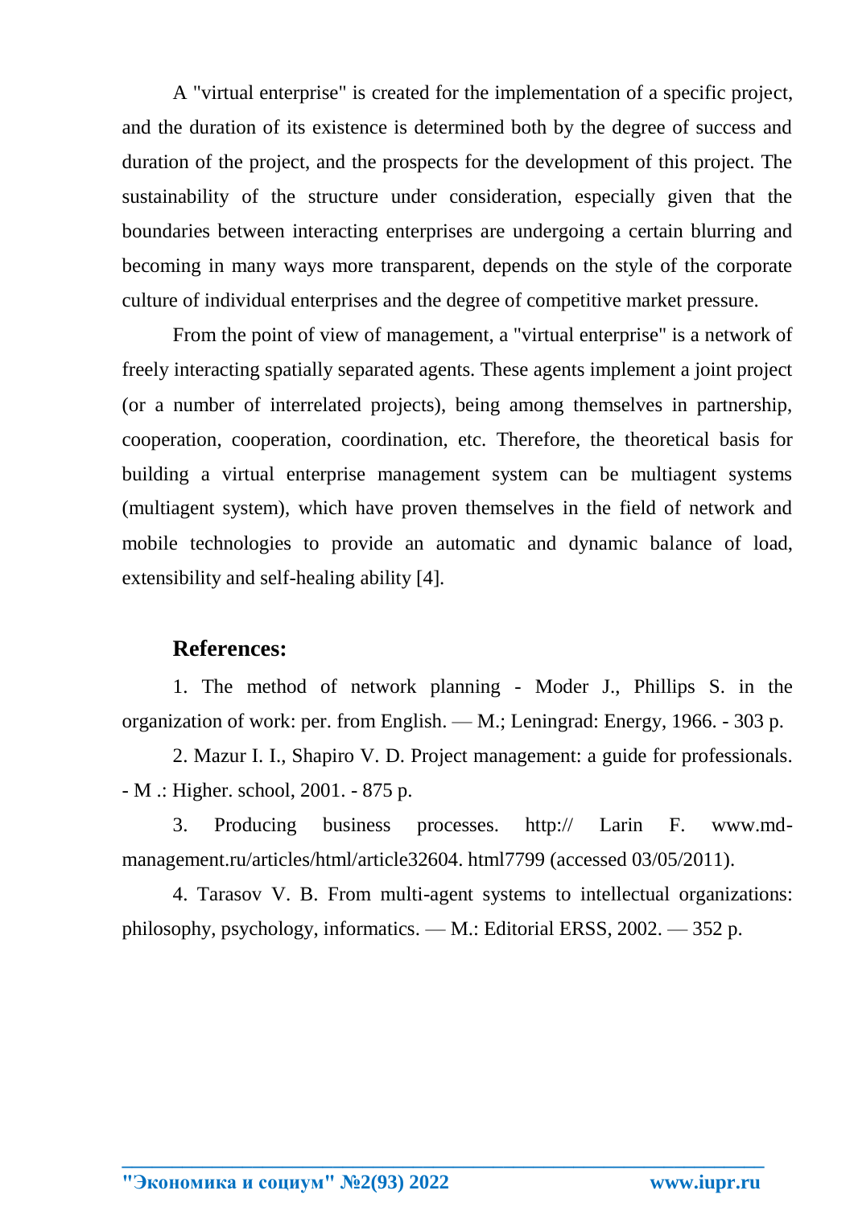A "virtual enterprise" is created for the implementation of a specific project, and the duration of its existence is determined both by the degree of success and duration of the project, and the prospects for the development of this project. The sustainability of the structure under consideration, especially given that the boundaries between interacting enterprises are undergoing a certain blurring and becoming in many ways more transparent, depends on the style of the corporate culture of individual enterprises and the degree of competitive market pressure.

From the point of view of management, a "virtual enterprise" is a network of freely interacting spatially separated agents. These agents implement a joint project (or a number of interrelated projects), being among themselves in partnership, cooperation, cooperation, coordination, etc. Therefore, the theoretical basis for building a virtual enterprise management system can be multiagent systems (multiagent system), which have proven themselves in the field of network and mobile technologies to provide an automatic and dynamic balance of load, extensibility and self-healing ability [4].

## References:

1. The method of network planning - Moder J., Phillips S. in the organization of work: per. from English. — M.; Leningrad: Energy, 1966. - 303 p.
2. Mazur I. I., Shapiro V. D. Project management: a guide for professionals. - M .: Higher. school, 2001. - 875 p.
3. Producing business processes. http:// Larin F. www.md-management.ru/articles/html/article32604. html7799 (accessed 03/05/2011).
4. Tarasov V. B. From multi-agent systems to intellectual organizations: philosophy, psychology, informatics. — M.: Editorial ERSS, 2002. — 352 p.